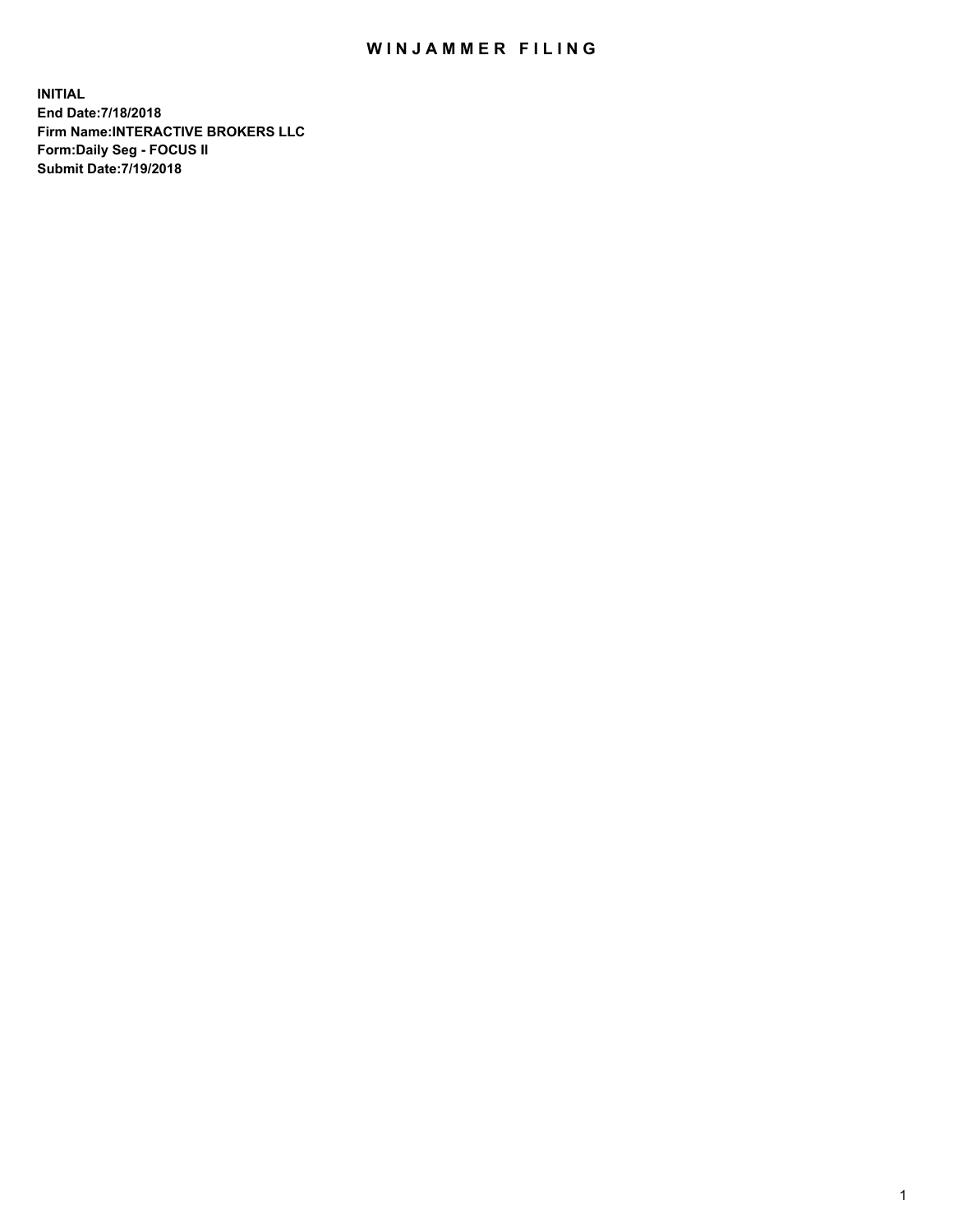# WINJAMMER FILING

**INITIAL**
**End Date:7/18/2018**
**Firm Name:INTERACTIVE BROKERS LLC**
**Form:Daily Seg - FOCUS II**
**Submit Date:7/19/2018**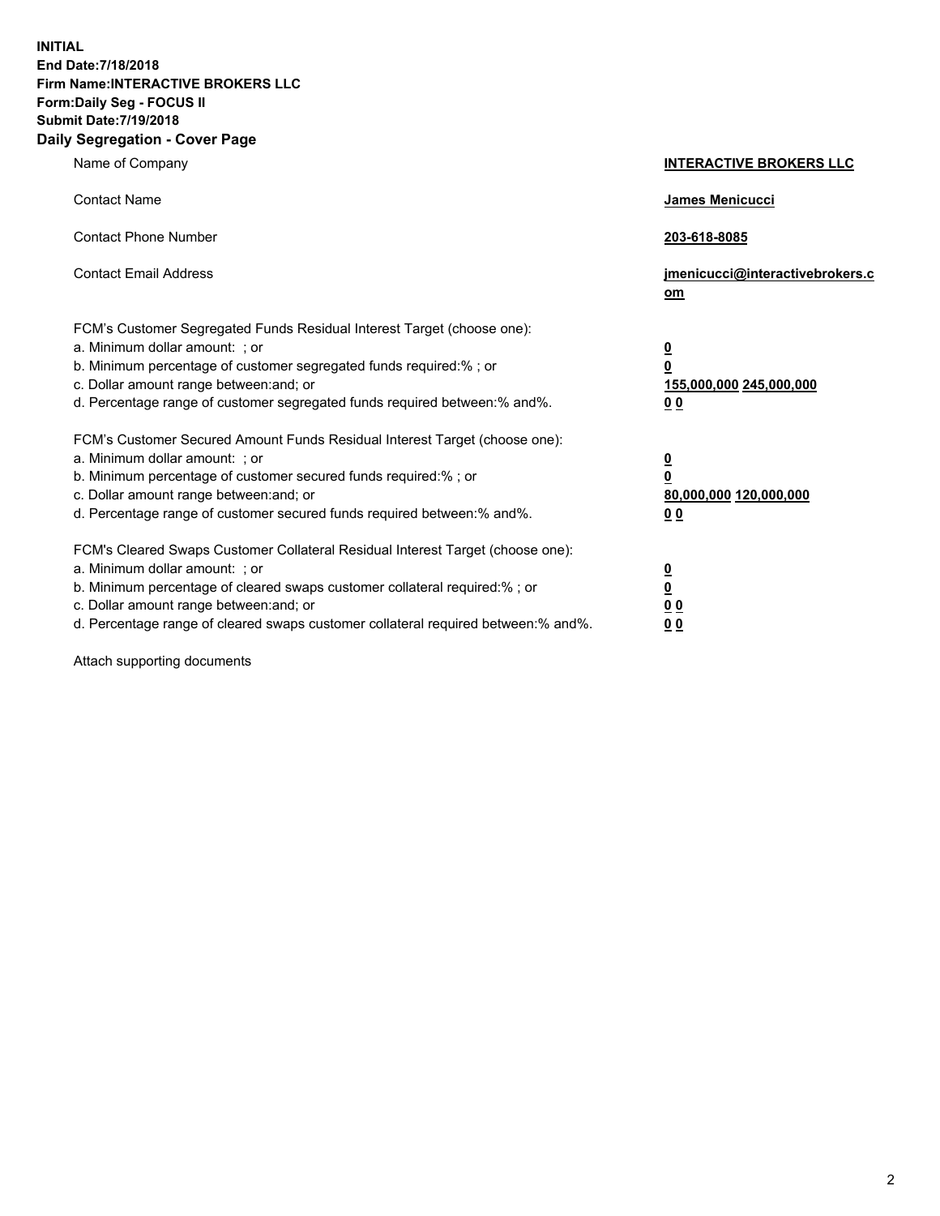**INITIAL**
**End Date:7/18/2018**
**Firm Name:INTERACTIVE BROKERS LLC**
**Form:Daily Seg - FOCUS II**
**Submit Date:7/19/2018**
**Daily Segregation - Cover Page**

| | |
|---|---|
| Name of Company | **INTERACTIVE BROKERS LLC** |
| Contact Name | **James Menicucci** |
| Contact Phone Number | **203-618-8085** |
| Contact Email Address | **jmenicucci@interactivebrokers.com** |
| FCM's Customer Segregated Funds Residual Interest Target (choose one): | |
| a. Minimum dollar amount: ; or | **0** |
| b. Minimum percentage of customer segregated funds required:% ; or | **0** |
| c. Dollar amount range between:and; or | **155,000,000 245,000,000** |
| d. Percentage range of customer segregated funds required between:% and%. | **0 0** |
| FCM's Customer Secured Amount Funds Residual Interest Target (choose one): | |
| a. Minimum dollar amount: ; or | **0** |
| b. Minimum percentage of customer secured funds required:% ; or | **0** |
| c. Dollar amount range between:and; or | **80,000,000 120,000,000** |
| d. Percentage range of customer secured funds required between:% and%. | **0 0** |
| FCM's Cleared Swaps Customer Collateral Residual Interest Target (choose one): | |
| a. Minimum dollar amount: ; or | **0** |
| b. Minimum percentage of cleared swaps customer collateral required:% ; or | **0** |
| c. Dollar amount range between:and; or | **0 0** |
| d. Percentage range of cleared swaps customer collateral required between:% and%. | **0 0** |

Attach supporting documents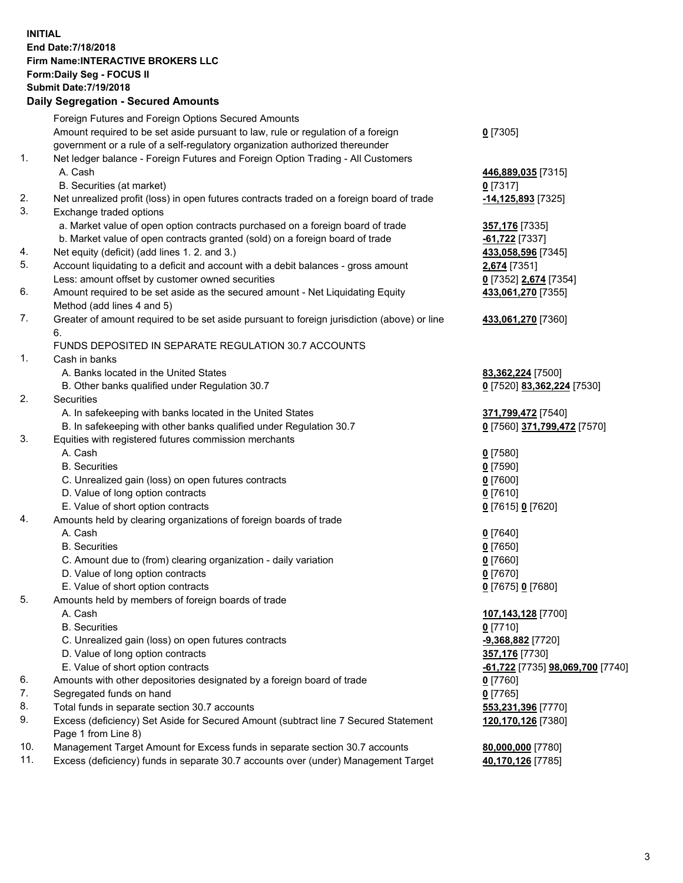**INITIAL**
**End Date:7/18/2018**
**Firm Name:INTERACTIVE BROKERS LLC**
**Form:Daily Seg - FOCUS II**
**Submit Date:7/19/2018**
**Daily Segregation - Secured Amounts**

| | | |
|---|---|---|
| | Foreign Futures and Foreign Options Secured Amounts | |
| | Amount required to be set aside pursuant to law, rule or regulation of a foreign government or a rule of a self-regulatory organization authorized thereunder | **0** [7305] |
| 1. | Net ledger balance - Foreign Futures and Foreign Option Trading - All Customers | |
| | A. Cash | **446,889,035** [7315] |
| | B. Securities (at market) | **0** [7317] |
| 2. | Net unrealized profit (loss) in open futures contracts traded on a foreign board of trade | **-14,125,893** [7325] |
| 3. | Exchange traded options | |
| | a. Market value of open option contracts purchased on a foreign board of trade | **357,176** [7335] |
| | b. Market value of open contracts granted (sold) on a foreign board of trade | **-61,722** [7337] |
| 4. | Net equity (deficit) (add lines 1. 2. and 3.) | **433,058,596** [7345] |
| 5. | Account liquidating to a deficit and account with a debit balances - gross amount | **2,674** [7351] |
| | Less: amount offset by customer owned securities | **0** [7352] **2,674** [7354] |
| 6. | Amount required to be set aside as the secured amount - Net Liquidating Equity Method (add lines 4 and 5) | **433,061,270** [7355] |
| 7. | Greater of amount required to be set aside pursuant to foreign jurisdiction (above) or line 6. | **433,061,270** [7360] |
| | FUNDS DEPOSITED IN SEPARATE REGULATION 30.7 ACCOUNTS | |
| 1. | Cash in banks | |
| | A. Banks located in the United States | **83,362,224** [7500] |
| | B. Other banks qualified under Regulation 30.7 | **0** [7520] **83,362,224** [7530] |
| 2. | Securities | |
| | A. In safekeeping with banks located in the United States | **371,799,472** [7540] |
| | B. In safekeeping with other banks qualified under Regulation 30.7 | **0** [7560] **371,799,472** [7570] |
| 3. | Equities with registered futures commission merchants | |
| | A. Cash | **0** [7580] |
| | B. Securities | **0** [7590] |
| | C. Unrealized gain (loss) on open futures contracts | **0** [7600] |
| | D. Value of long option contracts | **0** [7610] |
| | E. Value of short option contracts | **0** [7615] **0** [7620] |
| 4. | Amounts held by clearing organizations of foreign boards of trade | |
| | A. Cash | **0** [7640] |
| | B. Securities | **0** [7650] |
| | C. Amount due to (from) clearing organization - daily variation | **0** [7660] |
| | D. Value of long option contracts | **0** [7670] |
| | E. Value of short option contracts | **0** [7675] **0** [7680] |
| 5. | Amounts held by members of foreign boards of trade | |
| | A. Cash | **107,143,128** [7700] |
| | B. Securities | **0** [7710] |
| | C. Unrealized gain (loss) on open futures contracts | **-9,368,882** [7720] |
| | D. Value of long option contracts | **357,176** [7730] |
| | E. Value of short option contracts | **-61,722** [7735] **98,069,700** [7740] |
| 6. | Amounts with other depositories designated by a foreign board of trade | **0** [7760] |
| 7. | Segregated funds on hand | **0** [7765] |
| 8. | Total funds in separate section 30.7 accounts | **553,231,396** [7770] |
| 9. | Excess (deficiency) Set Aside for Secured Amount (subtract line 7 Secured Statement Page 1 from Line 8) | **120,170,126** [7380] |
| 10. | Management Target Amount for Excess funds in separate section 30.7 accounts | **80,000,000** [7780] |
| 11. | Excess (deficiency) funds in separate 30.7 accounts over (under) Management Target | **40,170,126** [7785] |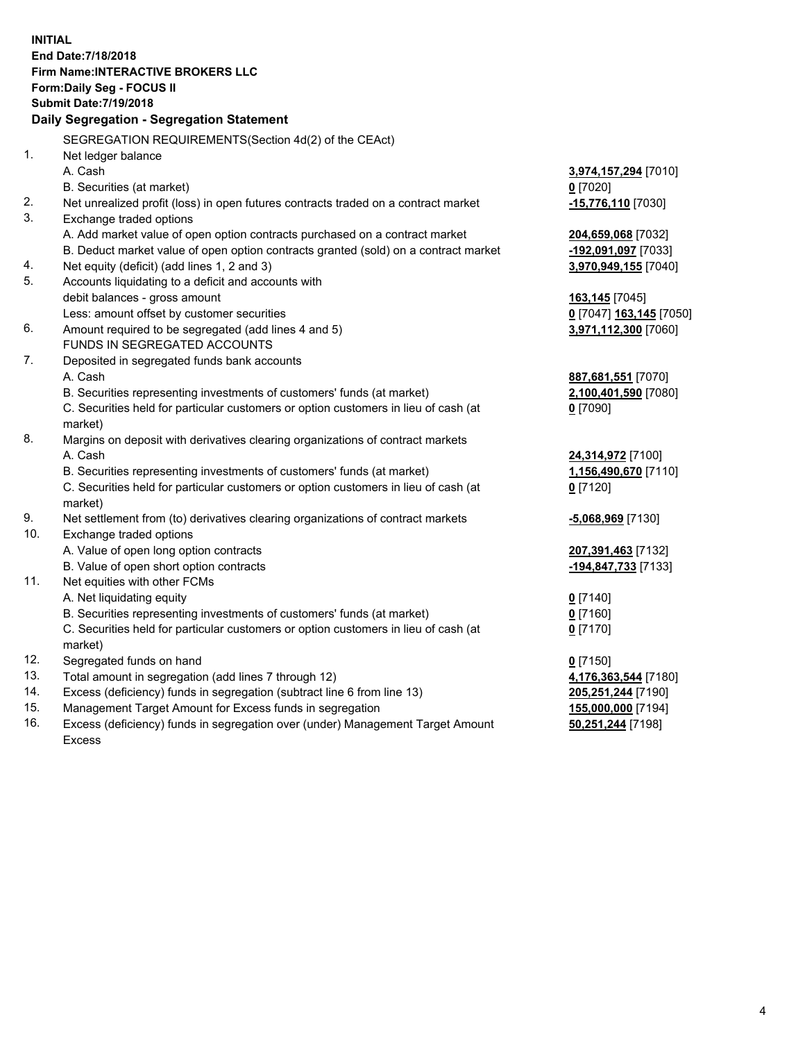**INITIAL**
**End Date:7/18/2018**
**Firm Name:INTERACTIVE BROKERS LLC**
**Form:Daily Seg - FOCUS II**
**Submit Date:7/19/2018**

**Daily Segregation - Segregation Statement**

| | | |
|---|---|---|
| | SEGREGATION REQUIREMENTS(Section 4d(2) of the CEAct) | |
| 1. | Net ledger balance | |
| | A. Cash | **3,974,157,294** [7010] |
| | B. Securities (at market) | **0** [7020] |
| 2. | Net unrealized profit (loss) in open futures contracts traded on a contract market | **-15,776,110** [7030] |
| 3. | Exchange traded options | |
| | A. Add market value of open option contracts purchased on a contract market | **204,659,068** [7032] |
| | B. Deduct market value of open option contracts granted (sold) on a contract market | **-192,091,097** [7033] |
| 4. | Net equity (deficit) (add lines 1, 2 and 3) | **3,970,949,155** [7040] |
| 5. | Accounts liquidating to a deficit and accounts with | |
| | debit balances - gross amount | **163,145** [7045] |
| | Less: amount offset by customer securities | **0** [7047] **163,145** [7050] |
| 6. | Amount required to be segregated (add lines 4 and 5) | **3,971,112,300** [7060] |
| | FUNDS IN SEGREGATED ACCOUNTS | |
| 7. | Deposited in segregated funds bank accounts | |
| | A. Cash | **887,681,551** [7070] |
| | B. Securities representing investments of customers' funds (at market) | **2,100,401,590** [7080] |
| | C. Securities held for particular customers or option customers in lieu of cash (at market) | **0** [7090] |
| 8. | Margins on deposit with derivatives clearing organizations of contract markets | |
| | A. Cash | **24,314,972** [7100] |
| | B. Securities representing investments of customers' funds (at market) | **1,156,490,670** [7110] |
| | C. Securities held for particular customers or option customers in lieu of cash (at market) | **0** [7120] |
| 9. | Net settlement from (to) derivatives clearing organizations of contract markets | **-5,068,969** [7130] |
| 10. | Exchange traded options | |
| | A. Value of open long option contracts | **207,391,463** [7132] |
| | B. Value of open short option contracts | **-194,847,733** [7133] |
| 11. | Net equities with other FCMs | |
| | A. Net liquidating equity | **0** [7140] |
| | B. Securities representing investments of customers' funds (at market) | **0** [7160] |
| | C. Securities held for particular customers or option customers in lieu of cash (at market) | **0** [7170] |
| 12. | Segregated funds on hand | **0** [7150] |
| 13. | Total amount in segregation (add lines 7 through 12) | **4,176,363,544** [7180] |
| 14. | Excess (deficiency) funds in segregation (subtract line 6 from line 13) | **205,251,244** [7190] |
| 15. | Management Target Amount for Excess funds in segregation | **155,000,000** [7194] |
| 16. | Excess (deficiency) funds in segregation over (under) Management Target Amount Excess | **50,251,244** [7198] |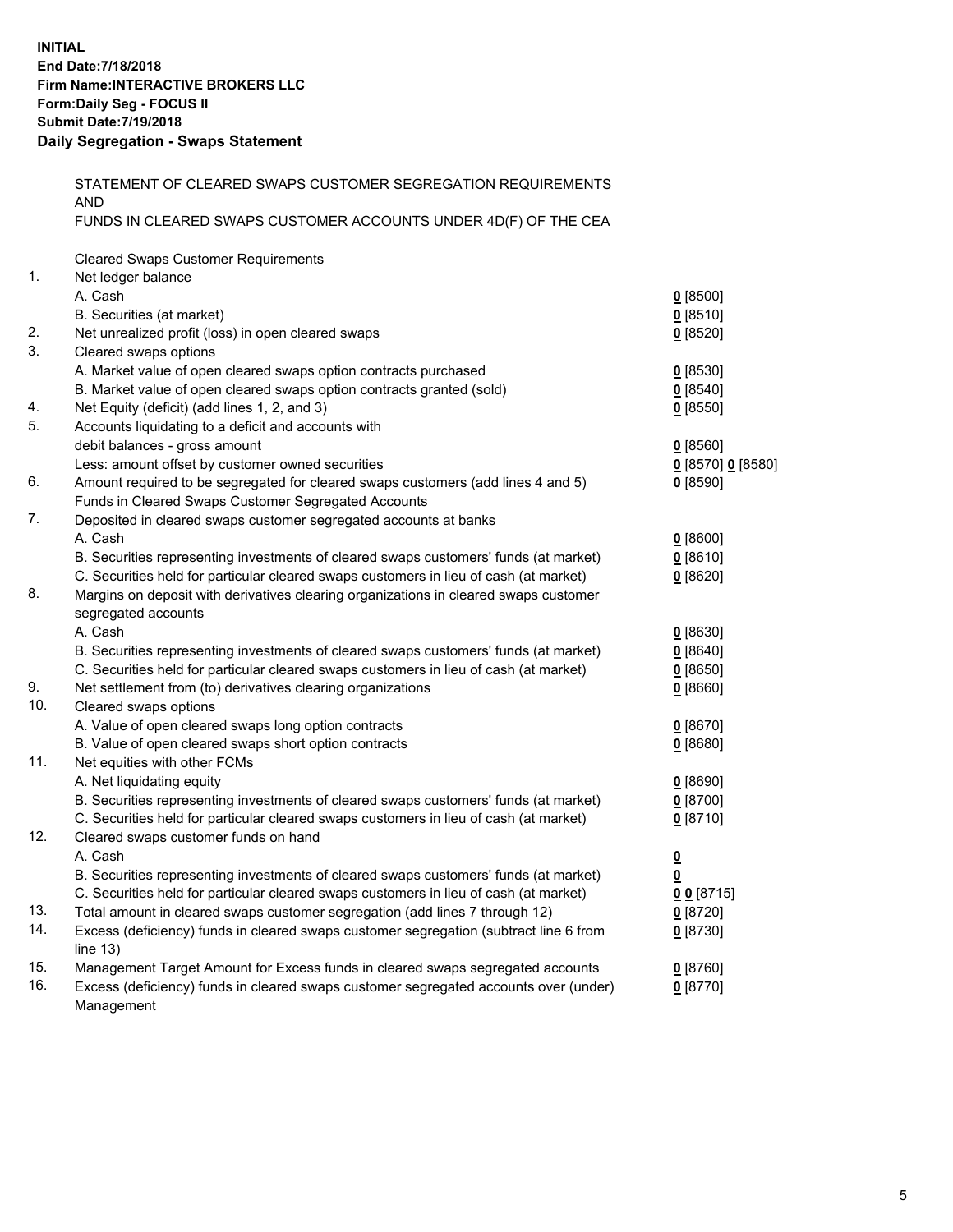**INITIAL**
**End Date:7/18/2018**
**Firm Name:INTERACTIVE BROKERS LLC**
**Form:Daily Seg - FOCUS II**
**Submit Date:7/19/2018**
**Daily Segregation - Swaps Statement**

STATEMENT OF CLEARED SWAPS CUSTOMER SEGREGATION REQUIREMENTS AND FUNDS IN CLEARED SWAPS CUSTOMER ACCOUNTS UNDER 4D(F) OF THE CEA

| | | |
|---|---|---|
| | Cleared Swaps Customer Requirements | |
| 1. | Net ledger balance | |
| | A. Cash | 0 [8500] |
| | B. Securities (at market) | 0 [8510] |
| 2. | Net unrealized profit (loss) in open cleared swaps | 0 [8520] |
| 3. | Cleared swaps options | |
| | A. Market value of open cleared swaps option contracts purchased | 0 [8530] |
| | B. Market value of open cleared swaps option contracts granted (sold) | 0 [8540] |
| 4. | Net Equity (deficit) (add lines 1, 2, and 3) | 0 [8550] |
| 5. | Accounts liquidating to a deficit and accounts with debit balances - gross amount | 0 [8560] |
| | Less: amount offset by customer owned securities | 0 [8570] 0 [8580] |
| 6. | Amount required to be segregated for cleared swaps customers (add lines 4 and 5) | 0 [8590] |
| | Funds in Cleared Swaps Customer Segregated Accounts | |
| 7. | Deposited in cleared swaps customer segregated accounts at banks | |
| | A. Cash | 0 [8600] |
| | B. Securities representing investments of cleared swaps customers' funds (at market) | 0 [8610] |
| | C. Securities held for particular cleared swaps customers in lieu of cash (at market) | 0 [8620] |
| 8. | Margins on deposit with derivatives clearing organizations in cleared swaps customer segregated accounts | |
| | A. Cash | 0 [8630] |
| | B. Securities representing investments of cleared swaps customers' funds (at market) | 0 [8640] |
| | C. Securities held for particular cleared swaps customers in lieu of cash (at market) | 0 [8650] |
| 9. | Net settlement from (to) derivatives clearing organizations | 0 [8660] |
| 10. | Cleared swaps options | |
| | A. Value of open cleared swaps long option contracts | 0 [8670] |
| | B. Value of open cleared swaps short option contracts | 0 [8680] |
| 11. | Net equities with other FCMs | |
| | A. Net liquidating equity | 0 [8690] |
| | B. Securities representing investments of cleared swaps customers' funds (at market) | 0 [8700] |
| | C. Securities held for particular cleared swaps customers in lieu of cash (at market) | 0 [8710] |
| 12. | Cleared swaps customer funds on hand | |
| | A. Cash | 0 |
| | B. Securities representing investments of cleared swaps customers' funds (at market) | 0 |
| | C. Securities held for particular cleared swaps customers in lieu of cash (at market) | 0 0 [8715] |
| 13. | Total amount in cleared swaps customer segregation (add lines 7 through 12) | 0 [8720] |
| 14. | Excess (deficiency) funds in cleared swaps customer segregation (subtract line 6 from line 13) | 0 [8730] |
| 15. | Management Target Amount for Excess funds in cleared swaps segregated accounts | 0 [8760] |
| 16. | Excess (deficiency) funds in cleared swaps customer segregated accounts over (under) Management | 0 [8770] |